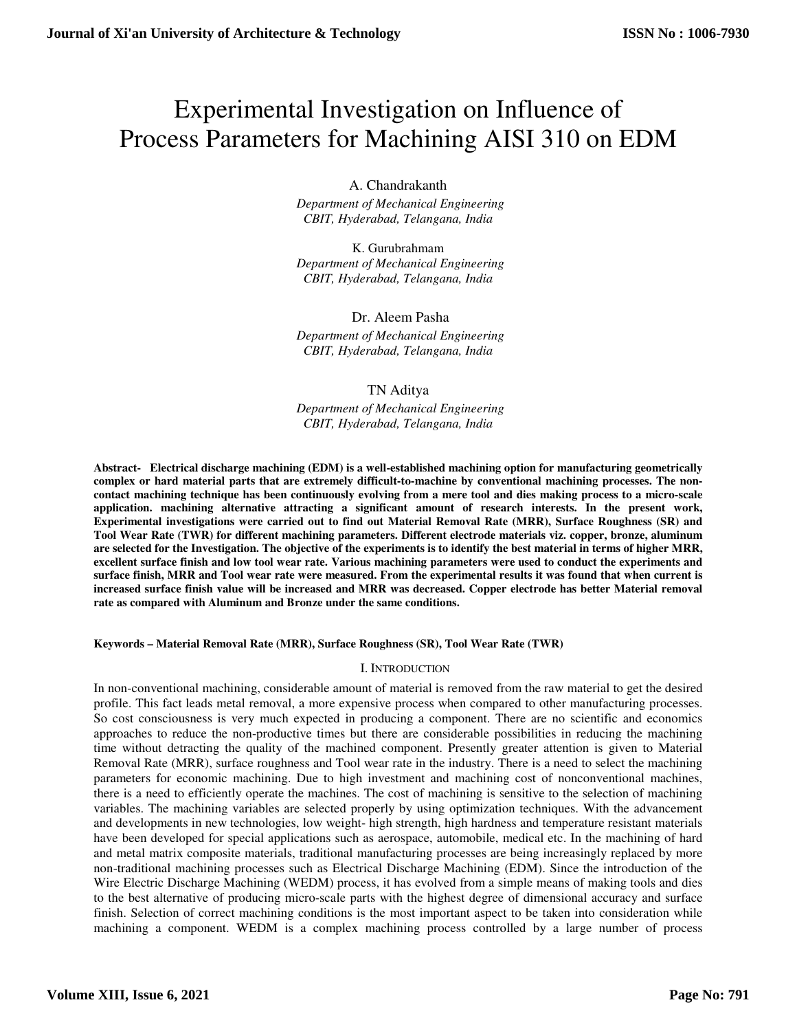# Experimental Investigation on Influence of Process Parameters for Machining AISI 310 on EDM

A. Chandrakanth

*Department of Mechanical Engineering*
*CBIT, Hyderabad, Telangana, India*

K. Gurubrahmam

*Department of Mechanical Engineering*
*CBIT, Hyderabad, Telangana, India*

Dr. Aleem Pasha

*Department of Mechanical Engineering*
*CBIT, Hyderabad, Telangana, India*

TN Aditya

*Department of Mechanical Engineering*
*CBIT, Hyderabad, Telangana, India*

**Abstract- Electrical discharge machining (EDM) is a well-established machining option for manufacturing geometrically complex or hard material parts that are extremely difficult-to-machine by conventional machining processes. The non-contact machining technique has been continuously evolving from a mere tool and dies making process to a micro-scale application. machining alternative attracting a significant amount of research interests. In the present work, Experimental investigations were carried out to find out Material Removal Rate (MRR), Surface Roughness (SR) and Tool Wear Rate (TWR) for different machining parameters. Different electrode materials viz. copper, bronze, aluminum are selected for the Investigation. The objective of the experiments is to identify the best material in terms of higher MRR, excellent surface finish and low tool wear rate. Various machining parameters were used to conduct the experiments and surface finish, MRR and Tool wear rate were measured. From the experimental results it was found that when current is increased surface finish value will be increased and MRR was decreased. Copper electrode has better Material removal rate as compared with Aluminum and Bronze under the same conditions.**

**Keywords – Material Removal Rate (MRR), Surface Roughness (SR), Tool Wear Rate (TWR)**

## I. Introduction

In non-conventional machining, considerable amount of material is removed from the raw material to get the desired profile. This fact leads metal removal, a more expensive process when compared to other manufacturing processes. So cost consciousness is very much expected in producing a component. There are no scientific and economics approaches to reduce the non-productive times but there are considerable possibilities in reducing the machining time without detracting the quality of the machined component. Presently greater attention is given to Material Removal Rate (MRR), surface roughness and Tool wear rate in the industry. There is a need to select the machining parameters for economic machining. Due to high investment and machining cost of nonconventional machines, there is a need to efficiently operate the machines. The cost of machining is sensitive to the selection of machining variables. The machining variables are selected properly by using optimization techniques. With the advancement and developments in new technologies, low weight- high strength, high hardness and temperature resistant materials have been developed for special applications such as aerospace, automobile, medical etc. In the machining of hard and metal matrix composite materials, traditional manufacturing processes are being increasingly replaced by more non-traditional machining processes such as Electrical Discharge Machining (EDM). Since the introduction of the Wire Electric Discharge Machining (WEDM) process, it has evolved from a simple means of making tools and dies to the best alternative of producing micro-scale parts with the highest degree of dimensional accuracy and surface finish. Selection of correct machining conditions is the most important aspect to be taken into consideration while machining a component. WEDM is a complex machining process controlled by a large number of process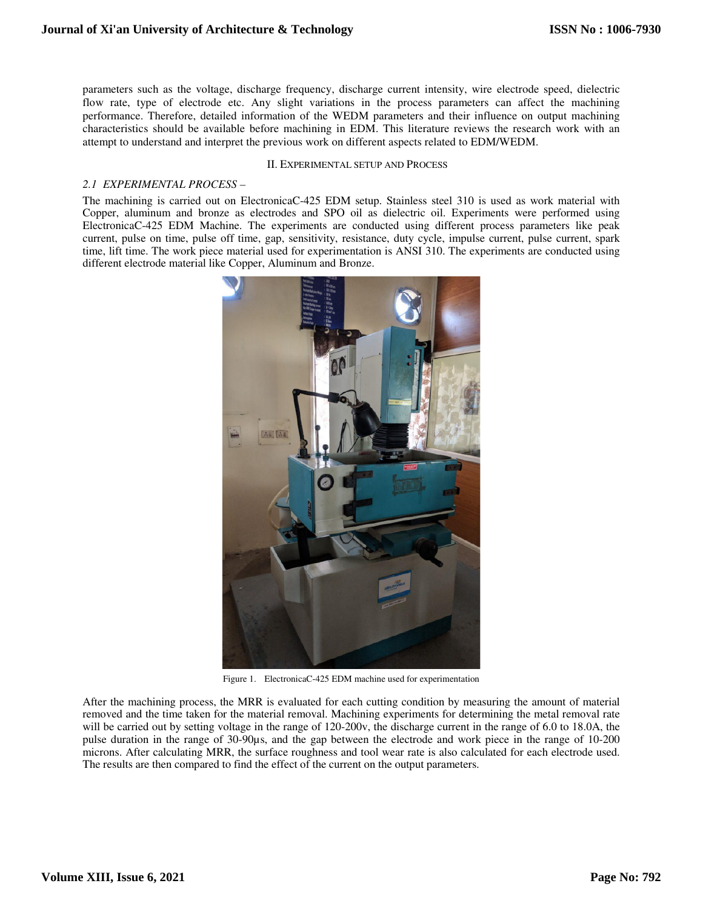parameters such as the voltage, discharge frequency, discharge current intensity, wire electrode speed, dielectric flow rate, type of electrode etc. Any slight variations in the process parameters can affect the machining performance. Therefore, detailed information of the WEDM parameters and their influence on output machining characteristics should be available before machining in EDM. This literature reviews the research work with an attempt to understand and interpret the previous work on different aspects related to EDM/WEDM.

## II. Experimental setup and Process

### *2.1 EXPERIMENTAL PROCESS –*

The machining is carried out on ElectronicaC-425 EDM setup. Stainless steel 310 is used as work material with Copper, aluminum and bronze as electrodes and SPO oil as dielectric oil. Experiments were performed using ElectronicaC-425 EDM Machine. The experiments are conducted using different process parameters like peak current, pulse on time, pulse off time, gap, sensitivity, resistance, duty cycle, impulse current, pulse current, spark time, lift time. The work piece material used for experimentation is ANSI 310. The experiments are conducted using different electrode material like Copper, Aluminum and Bronze.

Figure 1. ElectronicaC-425 EDM machine used for experimentation

After the machining process, the MRR is evaluated for each cutting condition by measuring the amount of material removed and the time taken for the material removal. Machining experiments for determining the metal removal rate will be carried out by setting voltage in the range of 120-200v, the discharge current in the range of 6.0 to 18.0A, the pulse duration in the range of 30-90µs, and the gap between the electrode and work piece in the range of 10-200 microns. After calculating MRR, the surface roughness and tool wear rate is also calculated for each electrode used. The results are then compared to find the effect of the current on the output parameters.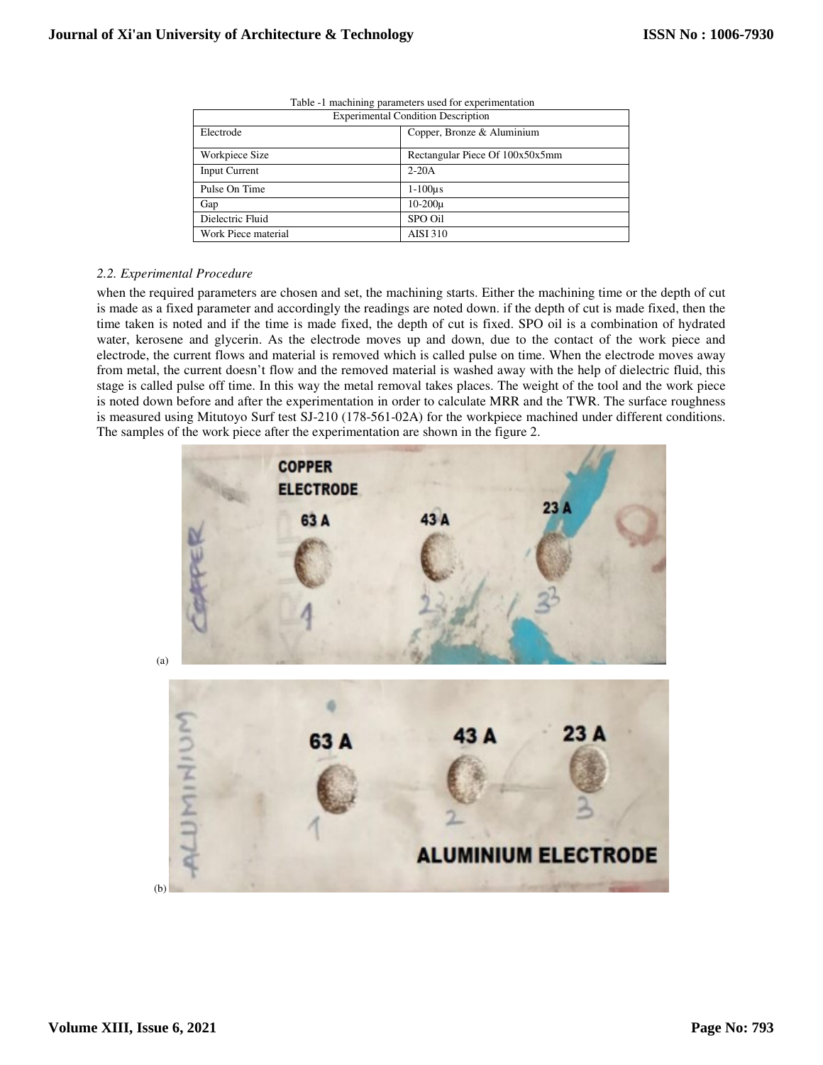Table -1 machining parameters used for experimentation

| Experimental Condition Description | |
| --- | --- |
| Electrode | Copper, Bronze & Aluminium |
| Workpiece Size | Rectangular Piece Of 100x50x5mm |
| Input Current | 2-20A |
| Pulse On Time | 1-100µs |
| Gap | 10-200µ |
| Dielectric Fluid | SPO Oil |
| Work Piece material | AISI 310 |

### *2.2. Experimental Procedure*

when the required parameters are chosen and set, the machining starts. Either the machining time or the depth of cut is made as a fixed parameter and accordingly the readings are noted down. if the depth of cut is made fixed, then the time taken is noted and if the time is made fixed, the depth of cut is fixed. SPO oil is a combination of hydrated water, kerosene and glycerin. As the electrode moves up and down, due to the contact of the work piece and electrode, the current flows and material is removed which is called pulse on time. When the electrode moves away from metal, the current doesn't flow and the removed material is washed away with the help of dielectric fluid, this stage is called pulse off time. In this way the metal removal takes places. The weight of the tool and the work piece is noted down before and after the experimentation in order to calculate MRR and the TWR. The surface roughness is measured using Mitutoyo Surf test SJ-210 (178-561-02A) for the workpiece machined under different conditions. The samples of the work piece after the experimentation are shown in the figure 2.

(a)

(b)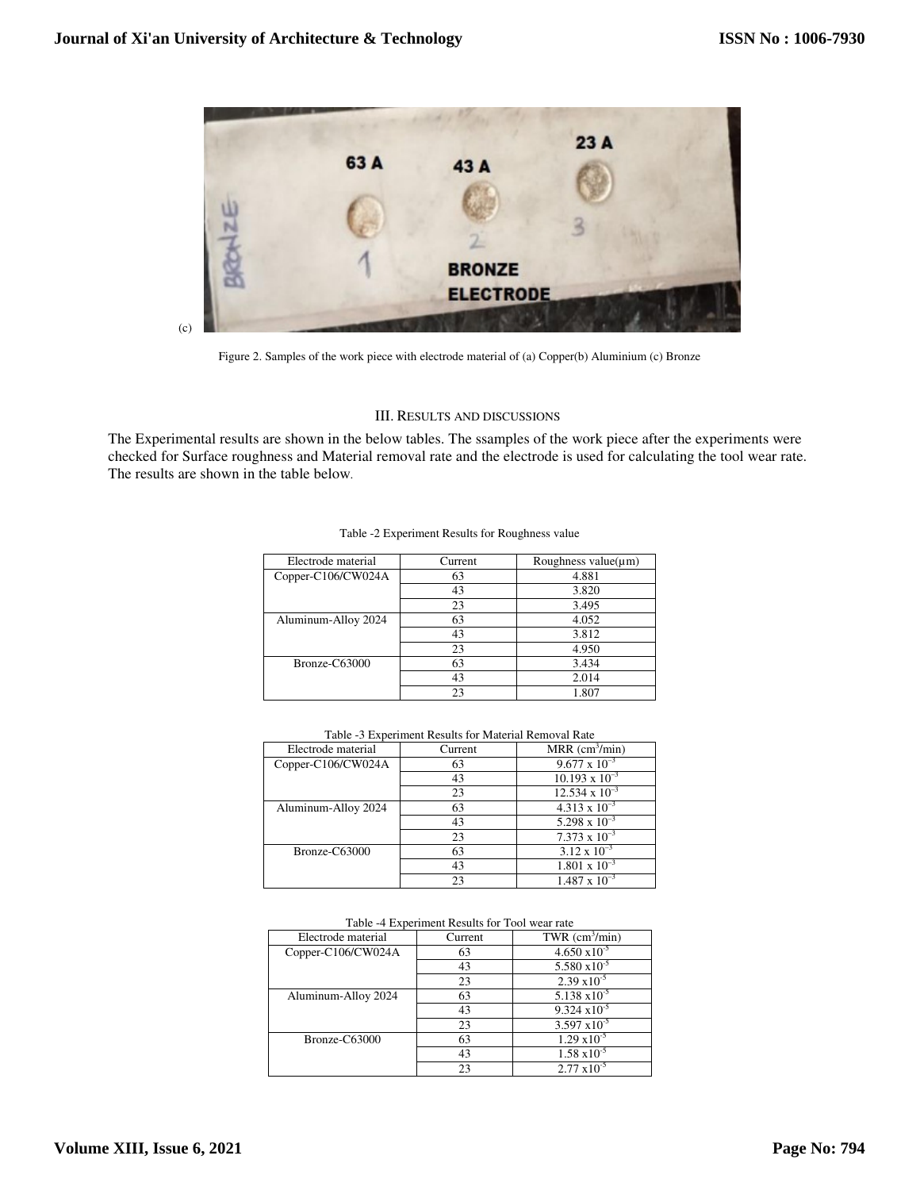(c)

Figure 2. Samples of the work piece with electrode material of (a) Copper(b) Aluminium (c) Bronze

## III. RESULTS AND DISCUSSIONS

The Experimental results are shown in the below tables. The ssamples of the work piece after the experiments were checked for Surface roughness and Material removal rate and the electrode is used for calculating the tool wear rate. The results are shown in the table below.

Table -2 Experiment Results for Roughness value

| Electrode material | Current | Roughness value(μm) |
|---|---|---|
| Copper-C106/CW024A | 63 | 4.881 |
| | 43 | 3.820 |
| | 23 | 3.495 |
| Aluminum-Alloy 2024 | 63 | 4.052 |
| | 43 | 3.812 |
| | 23 | 4.950 |
| Bronze-C63000 | 63 | 3.434 |
| | 43 | 2.014 |
| | 23 | 1.807 |

Table -3 Experiment Results for Material Removal Rate

| Electrode material | Current | MRR ($cm^3$/min) |
|---|---|---|
| Copper-C106/CW024A | 63 | $9.677 \times 10^{-3}$ |
| | 43 | $10.193 \times 10^{-3}$ |
| | 23 | $12.534 \times 10^{-3}$ |
| Aluminum-Alloy 2024 | 63 | $4.313 \times 10^{-3}$ |
| | 43 | $5.298 \times 10^{-3}$ |
| | 23 | $7.373 \times 10^{-3}$ |
| Bronze-C63000 | 63 | $3.12 \times 10^{-3}$ |
| | 43 | $1.801 \times 10^{-3}$ |
| | 23 | $1.487 \times 10^{-3}$ |

Table -4 Experiment Results for Tool wear rate

| Electrode material | Current | TWR ($cm^3$/min) |
|---|---|---|
| Copper-C106/CW024A | 63 | $4.650 \times 10^{-5}$ |
| | 43 | $5.580 \times 10^{-5}$ |
| | 23 | $2.39 \times 10^{-5}$ |
| Aluminum-Alloy 2024 | 63 | $5.138 \times 10^{-5}$ |
| | 43 | $9.324 \times 10^{-5}$ |
| | 23 | $3.597 \times 10^{-5}$ |
| Bronze-C63000 | 63 | $1.29 \times 10^{-5}$ |
| | 43 | $1.58 \times 10^{-5}$ |
| | 23 | $2.77 \times 10^{-5}$ |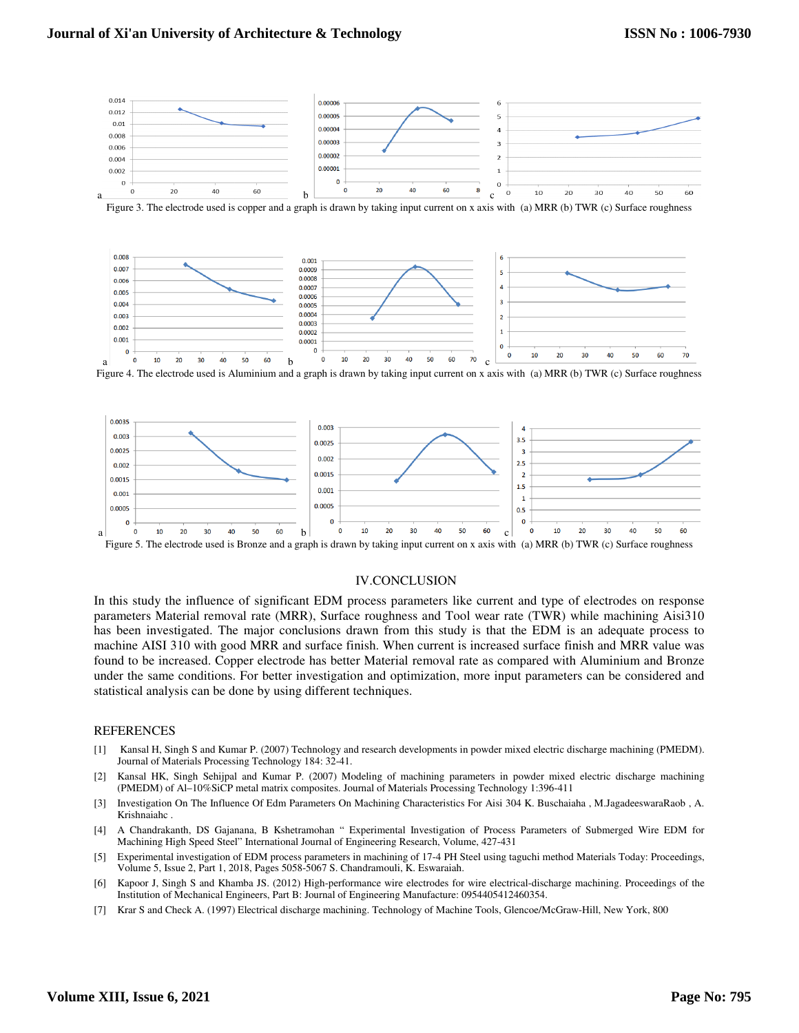Figure 3. The electrode used is copper and a graph is drawn by taking input current on x axis with (a) MRR (b) TWR (c) Surface roughness

Figure 4. The electrode used is Aluminium and a graph is drawn by taking input current on x axis with (a) MRR (b) TWR (c) Surface roughness

Figure 5. The electrode used is Bronze and a graph is drawn by taking input current on x axis with (a) MRR (b) TWR (c) Surface roughness

## IV.CONCLUSION

In this study the influence of significant EDM process parameters like current and type of electrodes on response parameters Material removal rate (MRR), Surface roughness and Tool wear rate (TWR) while machining Aisi310 has been investigated. The major conclusions drawn from this study is that the EDM is an adequate process to machine AISI 310 with good MRR and surface finish. When current is increased surface finish and MRR value was found to be increased. Copper electrode has better Material removal rate as compared with Aluminium and Bronze under the same conditions. For better investigation and optimization, more input parameters can be considered and statistical analysis can be done by using different techniques.

## REFERENCES

[1] Kansal H, Singh S and Kumar P. (2007) Technology and research developments in powder mixed electric discharge machining (PMEDM). Journal of Materials Processing Technology 184: 32-41.

[2] Kansal HK, Singh Sehijpal and Kumar P. (2007) Modeling of machining parameters in powder mixed electric discharge machining (PMEDM) of Al–10%SiCP metal matrix composites. Journal of Materials Processing Technology 1:396-411

[3] Investigation On The Influence Of Edm Parameters On Machining Characteristics For Aisi 304 K. Buschaiaha , M.JagadeeswaraRaob , A. Krishnaiahc .

[4] A Chandrakanth, DS Gajanana, B Kshetramohan " Experimental Investigation of Process Parameters of Submerged Wire EDM for Machining High Speed Steel" International Journal of Engineering Research, Volume, 427-431

[5] Experimental investigation of EDM process parameters in machining of 17-4 PH Steel using taguchi method Materials Today: Proceedings, Volume 5, Issue 2, Part 1, 2018, Pages 5058-5067 S. Chandramouli, K. Eswaraiah.

[6] Kapoor J, Singh S and Khamba JS. (2012) High-performance wire electrodes for wire electrical-discharge machining. Proceedings of the Institution of Mechanical Engineers, Part B: Journal of Engineering Manufacture: 0954405412460354.

[7] Krar S and Check A. (1997) Electrical discharge machining. Technology of Machine Tools, Glencoe/McGraw-Hill, New York, 800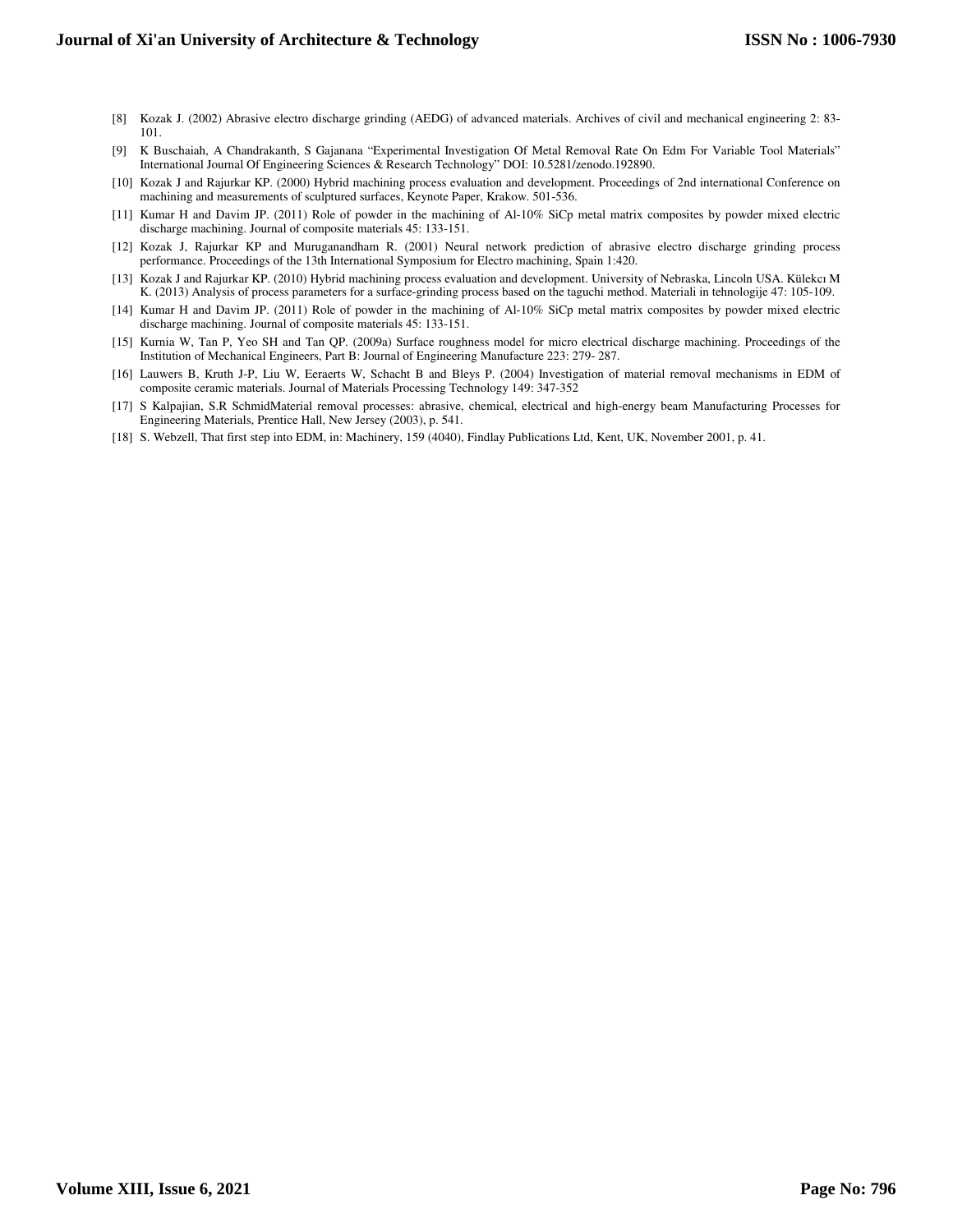[8] Kozak J. (2002) Abrasive electro discharge grinding (AEDG) of advanced materials. Archives of civil and mechanical engineering 2: 83-101.

[9] K Buschaiah, A Chandrakanth, S Gajanana "Experimental Investigation Of Metal Removal Rate On Edm For Variable Tool Materials" International Journal Of Engineering Sciences & Research Technology" DOI: 10.5281/zenodo.192890.

[10] Kozak J and Rajurkar KP. (2000) Hybrid machining process evaluation and development. Proceedings of 2nd international Conference on machining and measurements of sculptured surfaces, Keynote Paper, Krakow. 501-536.

[11] Kumar H and Davim JP. (2011) Role of powder in the machining of Al-10% SiCp metal matrix composites by powder mixed electric discharge machining. Journal of composite materials 45: 133-151.

[12] Kozak J, Rajurkar KP and Muruganandham R. (2001) Neural network prediction of abrasive electro discharge grinding process performance. Proceedings of the 13th International Symposium for Electro machining, Spain 1:420.

[13] Kozak J and Rajurkar KP. (2010) Hybrid machining process evaluation and development. University of Nebraska, Lincoln USA. Külekcı M K. (2013) Analysis of process parameters for a surface-grinding process based on the taguchi method. Materiali in tehnologije 47: 105-109.

[14] Kumar H and Davim JP. (2011) Role of powder in the machining of Al-10% SiCp metal matrix composites by powder mixed electric discharge machining. Journal of composite materials 45: 133-151.

[15] Kurnia W, Tan P, Yeo SH and Tan QP. (2009a) Surface roughness model for micro electrical discharge machining. Proceedings of the Institution of Mechanical Engineers, Part B: Journal of Engineering Manufacture 223: 279- 287.

[16] Lauwers B, Kruth J-P, Liu W, Eeraerts W, Schacht B and Bleys P. (2004) Investigation of material removal mechanisms in EDM of composite ceramic materials. Journal of Materials Processing Technology 149: 347-352

[17] S Kalpajian, S.R SchmidMaterial removal processes: abrasive, chemical, electrical and high-energy beam Manufacturing Processes for Engineering Materials, Prentice Hall, New Jersey (2003), p. 541.

[18] S. Webzell, That first step into EDM, in: Machinery, 159 (4040), Findlay Publications Ltd, Kent, UK, November 2001, p. 41.